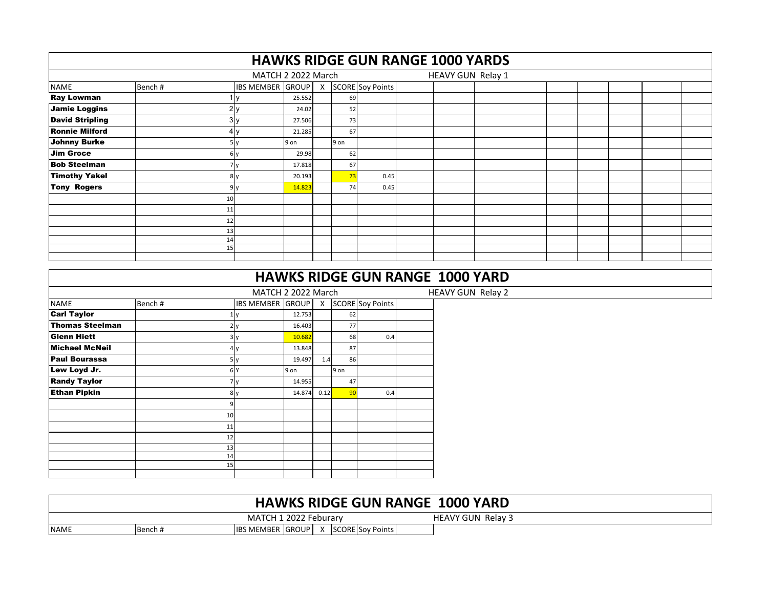# HAWKS RIDGE GUN RANGE 1000 YARDS

MATCH 2 2022 March — HEAVY GUN Relay 1

| NAME | Bench # | IBS MEMBER | GROUP | X | SCORE | Soy Points |
|---|---|---|---|---|---|---|
| **Ray Lowman** | 1 | y | 25.552 | | 69 | |
| **Jamie Loggins** | 2 | y | 24.02 | | 52 | |
| **David Stripling** | 3 | y | 27.506 | | 73 | |
| **Ronnie Milford** | 4 | y | 21.285 | | 67 | |
| **Johnny Burke** | 5 | y | 9 on | | 9 on | |
| **Jim Groce** | 6 | y | 29.98 | | 62 | |
| **Bob Steelman** | 7 | y | 17.818 | | 67 | |
| **Timothy Yakel** | 8 | y | 20.193 | | 73 | 0.45 |
| **Tony Rogers** | 9 | y | 14.823 | | 74 | 0.45 |
| | 10 | | | | | |
| | 11 | | | | | |
| | 12 | | | | | |
| | 13 | | | | | |
| | 14 | | | | | |
| | 15 | | | | | |

# HAWKS RIDGE GUN RANGE 1000 YARD

MATCH 2 2022 March — HEAVY GUN Relay 2

| NAME | Bench # | IBS MEMBER | GROUP | X | SCORE | Soy Points |
|---|---|---|---|---|---|---|
| **Carl Taylor** | 1 | y | 12.753 | | 62 | |
| **Thomas Steelman** | 2 | y | 16.403 | | 77 | |
| **Glenn Hiett** | 3 | y | 10.682 | | 68 | 0.4 |
| **Michael McNeil** | 4 | y | 13.848 | | 87 | |
| **Paul Bourassa** | 5 | y | 19.497 | 1.4 | 86 | |
| **Lew Loyd Jr.** | 6 | Y | 9 on | | 9 on | |
| **Randy Taylor** | 7 | y | 14.955 | | 47 | |
| **Ethan Pipkin** | 8 | y | 14.874 | 0.12 | 90 | 0.4 |
| | 9 | | | | | |
| | 10 | | | | | |
| | 11 | | | | | |
| | 12 | | | | | |
| | 13 | | | | | |
| | 14 | | | | | |
| | 15 | | | | | |

# HAWKS RIDGE GUN RANGE 1000 YARD

MATCH 1 2022 Feburary — HEAVY GUN Relay 3

| NAME | Bench # | IBS MEMBER | GROUP | X | SCORE | Soy Points |
|---|---|---|---|---|---|---|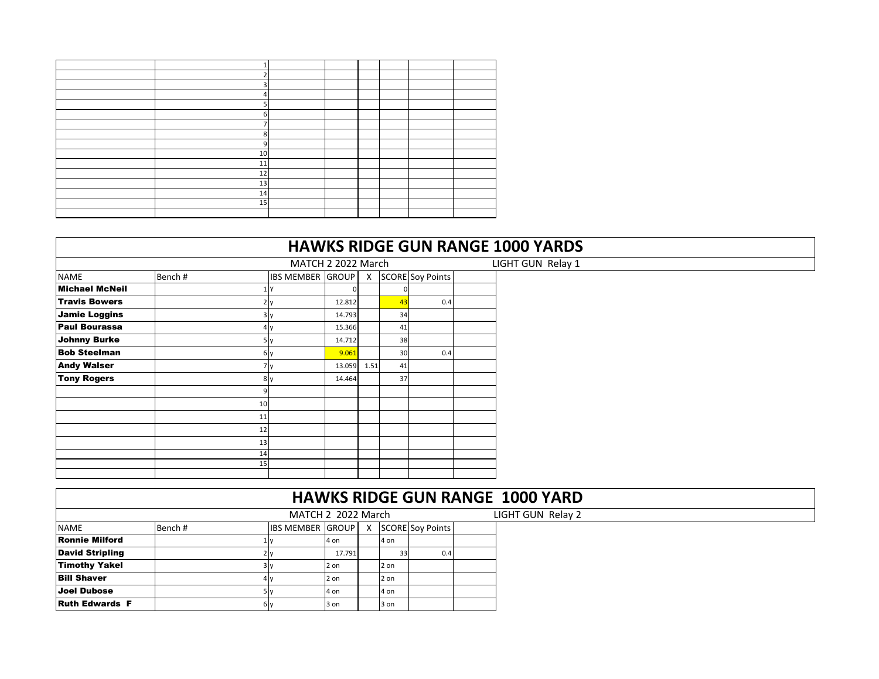| | | | | | | | |
|---|---|---|---|---|---|---|---|
| | 1 | | | | | | |
| | 2 | | | | | | |
| | 3 | | | | | | |
| | 4 | | | | | | |
| | 5 | | | | | | |
| | 6 | | | | | | |
| | 7 | | | | | | |
| | 8 | | | | | | |
| | 9 | | | | | | |
| | 10 | | | | | | |
| | 11 | | | | | | |
| | 12 | | | | | | |
| | 13 | | | | | | |
| | 14 | | | | | | |
| | 15 | | | | | | |
| | | | | | | | |

## HAWKS RIDGE GUN RANGE 1000 YARDS

MATCH 2 2022 March — LIGHT GUN Relay 1

| NAME | Bench # | IBS MEMBER | GROUP | X | SCORE | Soy Points | |
|---|---|---|---|---|---|---|---|
| **Michael McNeil** | 1 | Y | 0 | | 0 | | |
| **Travis Bowers** | 2 | y | 12.812 | | 43 | 0.4 | |
| **Jamie Loggins** | 3 | y | 14.793 | | 34 | | |
| **Paul Bourassa** | 4 | y | 15.366 | | 41 | | |
| **Johnny Burke** | 5 | y | 14.712 | | 38 | | |
| **Bob Steelman** | 6 | y | 9.061 | | 30 | 0.4 | |
| **Andy Walser** | 7 | y | 13.059 | 1.51 | 41 | | |
| **Tony Rogers** | 8 | y | 14.464 | | 37 | | |
| | 9 | | | | | | |
| | 10 | | | | | | |
| | 11 | | | | | | |
| | 12 | | | | | | |
| | 13 | | | | | | |
| | 14 | | | | | | |
| | 15 | | | | | | |
| | | | | | | | |

## HAWKS RIDGE GUN RANGE 1000 YARD

MATCH 2 2022 March — LIGHT GUN Relay 2

| NAME | Bench # | IBS MEMBER | GROUP | X | SCORE | Soy Points | |
|---|---|---|---|---|---|---|---|
| **Ronnie Milford** | 1 | y | 4 on | | 4 on | | |
| **David Stripling** | 2 | y | 17.791 | | 33 | 0.4 | |
| **Timothy Yakel** | 3 | y | 2 on | | 2 on | | |
| **Bill Shaver** | 4 | y | 2 on | | 2 on | | |
| **Joel Dubose** | 5 | y | 4 on | | 4 on | | |
| **Ruth Edwards F** | 6 | y | 3 on | | 3 on | | |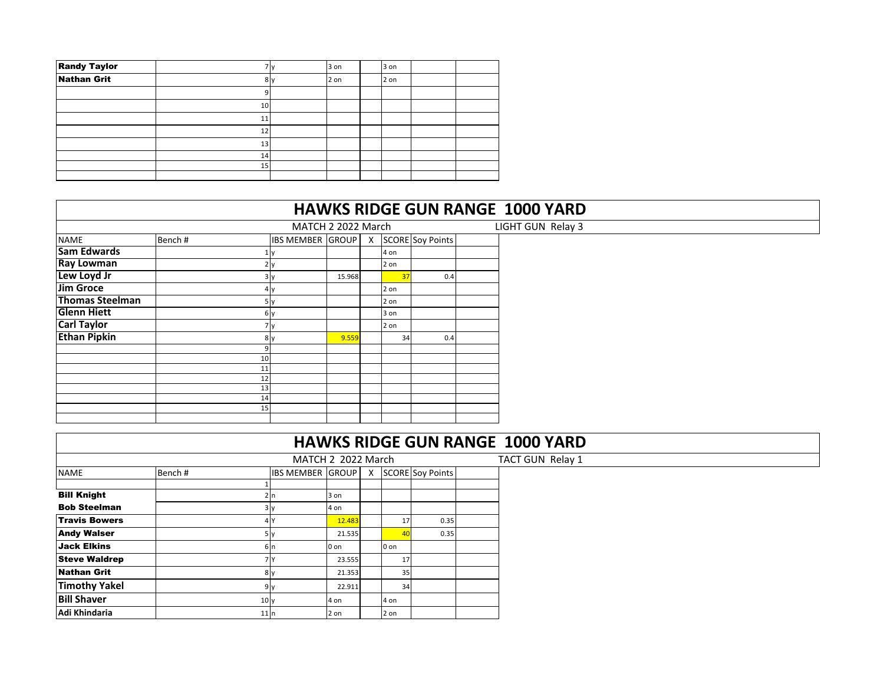| | | | | | | | |
|---|---|---|---|---|---|---|---|
| **Randy Taylor** | 7 | y | 3 on | | 3 on | | |
| **Nathan Grit** | 8 | y | 2 on | | 2 on | | |
| | 9 | | | | | | |
| | 10 | | | | | | |
| | 11 | | | | | | |
| | 12 | | | | | | |
| | 13 | | | | | | |
| | 14 | | | | | | |
| | 15 | | | | | | |
| | | | | | | | |

# HAWKS RIDGE GUN RANGE 1000 YARD

MATCH 2 2022 March — LIGHT GUN Relay 3

| NAME | Bench # | IBS MEMBER | GROUP | X | SCORE | Soy Points | |
|---|---|---|---|---|---|---|---|
| **Sam Edwards** | 1 | y | | | 4 on | | |
| **Ray Lowman** | 2 | y | | | 2 on | | |
| **Lew Loyd Jr** | 3 | y | 15.968 | | 37 | 0.4 | |
| **Jim Groce** | 4 | y | | | 2 on | | |
| **Thomas Steelman** | 5 | y | | | 2 on | | |
| **Glenn Hiett** | 6 | y | | | 3 on | | |
| **Carl Taylor** | 7 | y | | | 2 on | | |
| **Ethan Pipkin** | 8 | y | 9.559 | | 34 | 0.4 | |
| | 9 | | | | | | |
| | 10 | | | | | | |
| | 11 | | | | | | |
| | 12 | | | | | | |
| | 13 | | | | | | |
| | 14 | | | | | | |
| | 15 | | | | | | |
| | | | | | | | |

# HAWKS RIDGE GUN RANGE 1000 YARD

MATCH 2 2022 March — TACT GUN Relay 1

| NAME | Bench # | IBS MEMBER | GROUP | X | SCORE | Soy Points | |
|---|---|---|---|---|---|---|---|
| | 1 | | | | | | |
| **Bill Knight** | 2 | n | 3 on | | | | |
| **Bob Steelman** | 3 | y | 4 on | | | | |
| **Travis Bowers** | 4 | Y | 12.483 | | 17 | 0.35 | |
| **Andy Walser** | 5 | y | 21.535 | | 40 | 0.35 | |
| **Jack Elkins** | 6 | n | 0 on | | 0 on | | |
| **Steve Waldrep** | 7 | Y | 23.555 | | 17 | | |
| **Nathan Grit** | 8 | y | 21.353 | | 35 | | |
| **Timothy Yakel** | 9 | y | 22.911 | | 34 | | |
| **Bill Shaver** | 10 | y | 4 on | | 4 on | | |
| **Adi Khindaria** | 11 | n | 2 on | | 2 on | | |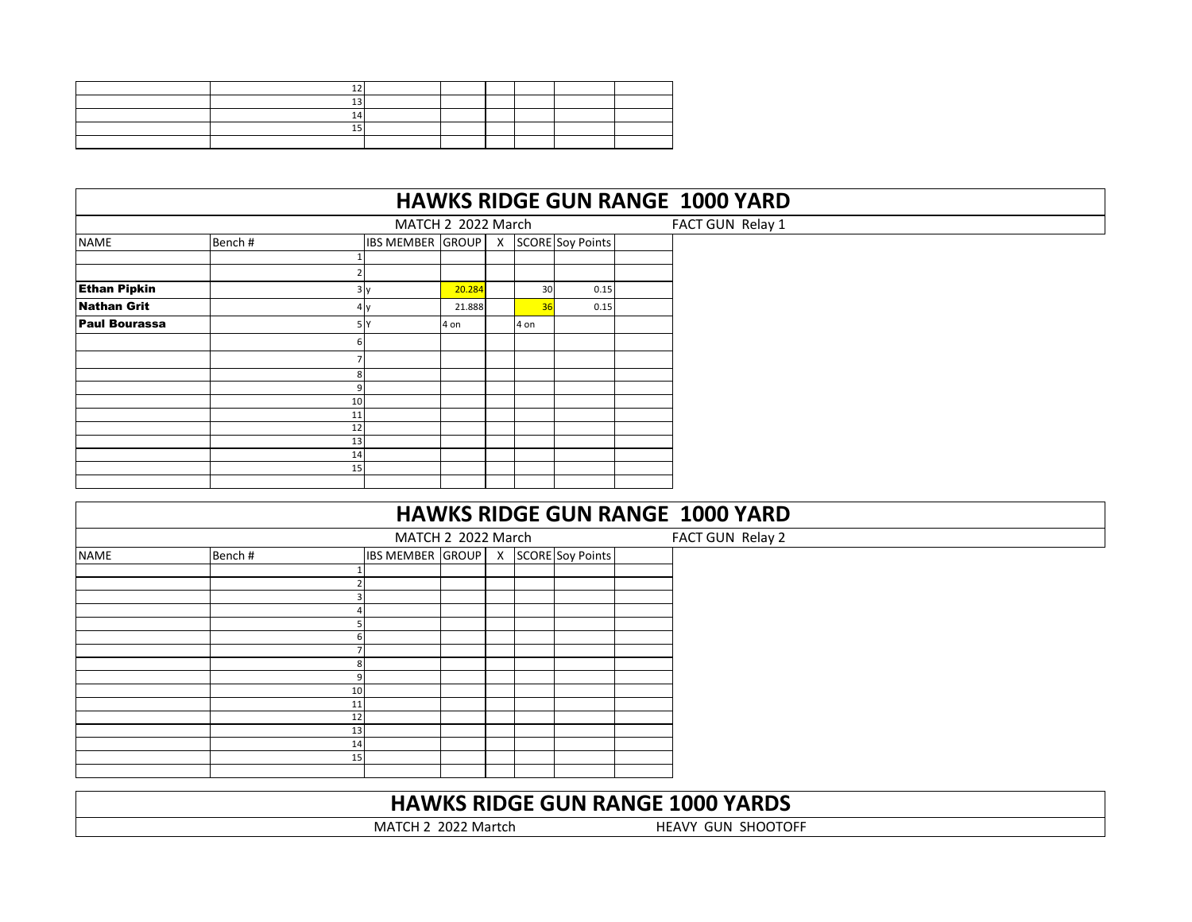| | | | | | | | |
|---|---|---|---|---|---|---|---|
| | 12 | | | | | | |
| | 13 | | | | | | |
| | 14 | | | | | | |
| | 15 | | | | | | |
| | | | | | | | |

## HAWKS RIDGE GUN RANGE 1000 YARD

MATCH 2 2022 March — FACT GUN Relay 1

| NAME | Bench # | IBS MEMBER | GROUP | X | SCORE | Soy Points | |
|---|---|---|---|---|---|---|---|
| | 1 | | | | | | |
| | 2 | | | | | | |
| **Ethan Pipkin** | 3 | y | 20.284 | | 30 | 0.15 | |
| **Nathan Grit** | 4 | y | 21.888 | | 36 | 0.15 | |
| **Paul Bourassa** | 5 | Y | 4 on | | 4 on | | |
| | 6 | | | | | | |
| | 7 | | | | | | |
| | 8 | | | | | | |
| | 9 | | | | | | |
| | 10 | | | | | | |
| | 11 | | | | | | |
| | 12 | | | | | | |
| | 13 | | | | | | |
| | 14 | | | | | | |
| | 15 | | | | | | |
| | | | | | | | |

## HAWKS RIDGE GUN RANGE 1000 YARD

MATCH 2 2022 March — FACT GUN Relay 2

| NAME | Bench # | IBS MEMBER | GROUP | X | SCORE | Soy Points | |
|---|---|---|---|---|---|---|---|
| | 1 | | | | | | |
| | 2 | | | | | | |
| | 3 | | | | | | |
| | 4 | | | | | | |
| | 5 | | | | | | |
| | 6 | | | | | | |
| | 7 | | | | | | |
| | 8 | | | | | | |
| | 9 | | | | | | |
| | 10 | | | | | | |
| | 11 | | | | | | |
| | 12 | | | | | | |
| | 13 | | | | | | |
| | 14 | | | | | | |
| | 15 | | | | | | |
| | | | | | | | |

## HAWKS RIDGE GUN RANGE 1000 YARDS

MATCH 2 2022 Martch — HEAVY GUN SHOOTOFF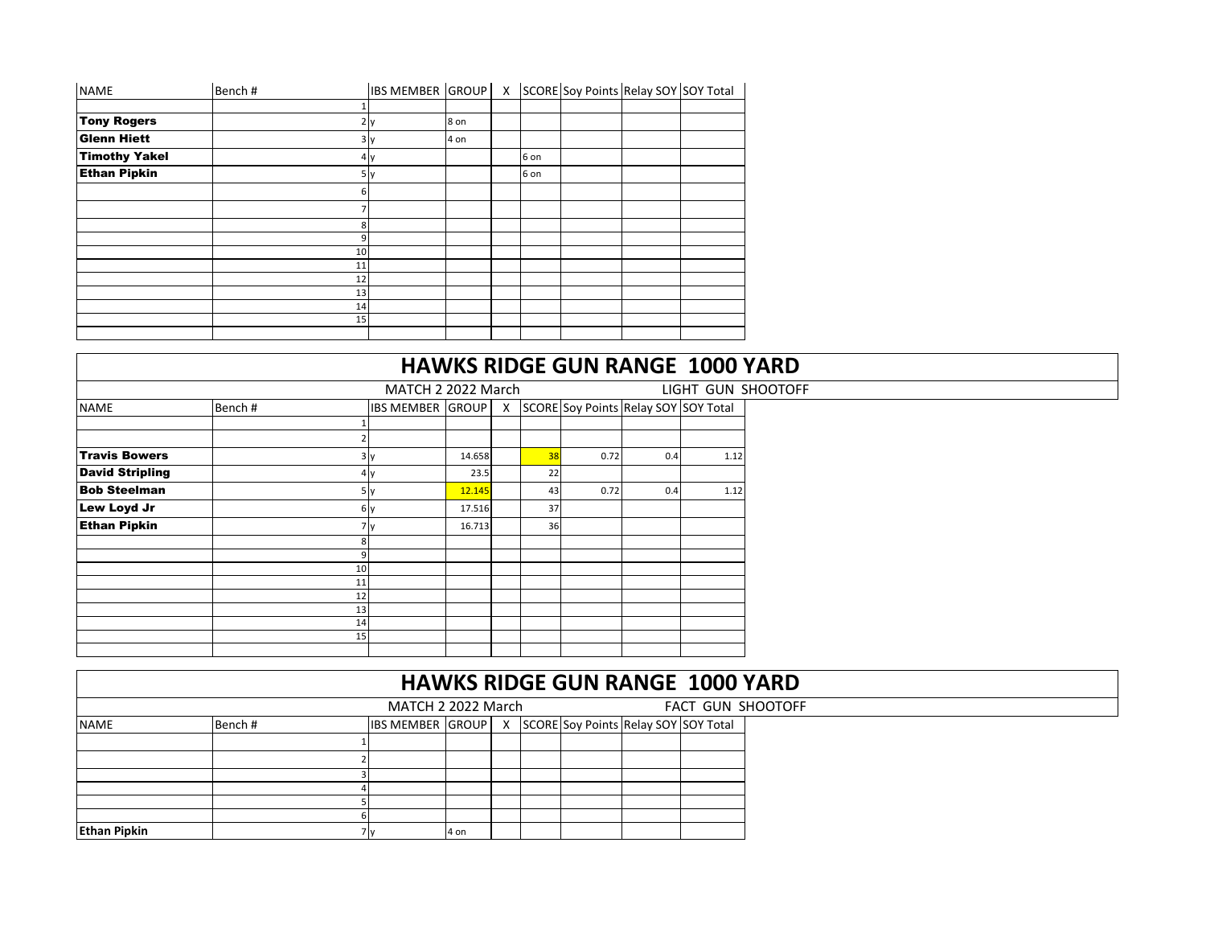| NAME | Bench # | IBS MEMBER | GROUP | X | SCORE | Soy Points | Relay SOY | SOY Total |
|---|---|---|---|---|---|---|---|---|
| | | | | | | | | |
| | 1 | | | | | | | |
| **Tony Rogers** | 2 | y | 8 on | | | | | |
| **Glenn Hiett** | 3 | y | 4 on | | | | | |
| **Timothy Yakel** | 4 | y | | | 6 on | | | |
| **Ethan Pipkin** | 5 | y | | | 6 on | | | |
| | 6 | | | | | | | |
| | 7 | | | | | | | |
| | 8 | | | | | | | |
| | 9 | | | | | | | |
| | 10 | | | | | | | |
| | 11 | | | | | | | |
| | 12 | | | | | | | |
| | 13 | | | | | | | |
| | 14 | | | | | | | |
| | 15 | | | | | | | |
| | | | | | | | | |

# HAWKS RIDGE GUN RANGE 1000 YARD

MATCH 2 2022 March — LIGHT GUN SHOOTOFF

| NAME | Bench # | IBS MEMBER | GROUP | X | SCORE | Soy Points | Relay SOY | SOY Total |
|---|---|---|---|---|---|---|---|---|
| | | | | | | | | |
| | 1 | | | | | | | |
| | 2 | | | | | | | |
| **Travis Bowers** | 3 | y | 14.658 | | 38 | 0.72 | 0.4 | 1.12 |
| **David Stripling** | 4 | y | 23.5 | | 22 | | | |
| **Bob Steelman** | 5 | y | 12.145 | | 43 | 0.72 | 0.4 | 1.12 |
| **Lew Loyd Jr** | 6 | y | 17.516 | | 37 | | | |
| **Ethan Pipkin** | 7 | y | 16.713 | | 36 | | | |
| | 8 | | | | | | | |
| | 9 | | | | | | | |
| | 10 | | | | | | | |
| | 11 | | | | | | | |
| | 12 | | | | | | | |
| | 13 | | | | | | | |
| | 14 | | | | | | | |
| | 15 | | | | | | | |
| | | | | | | | | |

# HAWKS RIDGE GUN RANGE 1000 YARD

MATCH 2 2022 March — FACT GUN SHOOTOFF

| NAME | Bench # | IBS MEMBER | GROUP | X | SCORE | Soy Points | Relay SOY | SOY Total |
|---|---|---|---|---|---|---|---|---|
| | 1 | | | | | | | |
| | 2 | | | | | | | |
| | 3 | | | | | | | |
| | 4 | | | | | | | |
| | 5 | | | | | | | |
| | 6 | | | | | | | |
| **Ethan Pipkin** | 7 | y | 4 on | | | | | |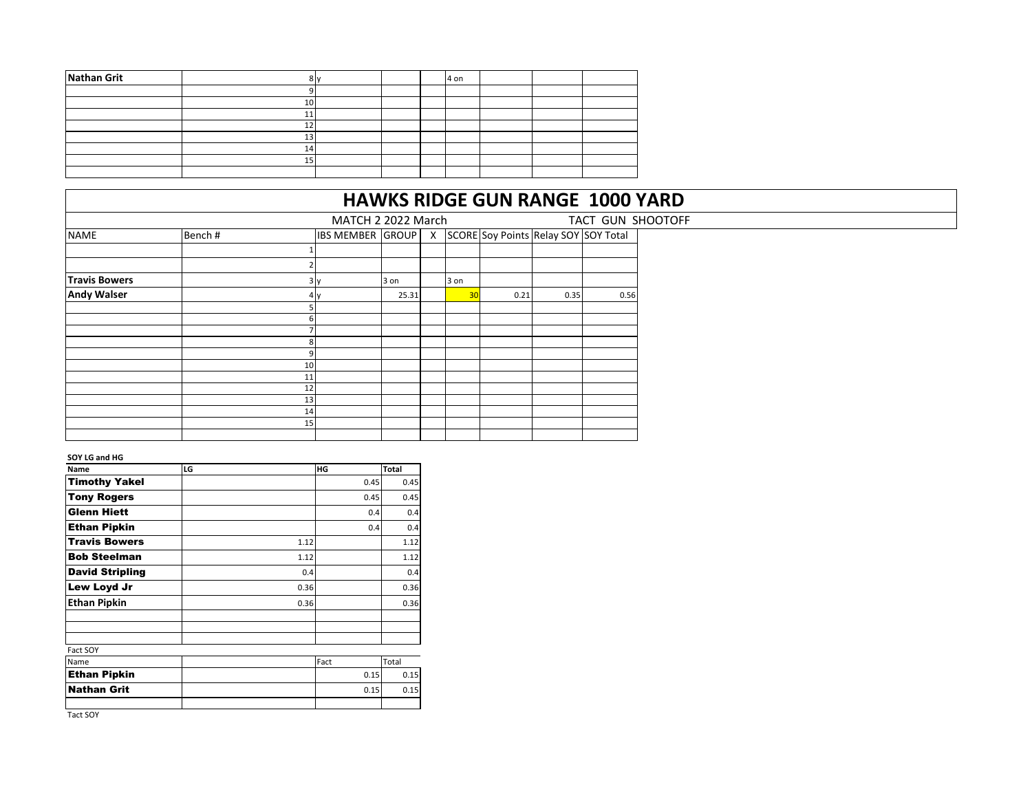| | | | | | | | | |
|---|---|---|---|---|---|---|---|---|
| **Nathan Grit** | 8 | y | | | 4 on | | | |
| | 9 | | | | | | | |
| | 10 | | | | | | | |
| | 11 | | | | | | | |
| | 12 | | | | | | | |
| | 13 | | | | | | | |
| | 14 | | | | | | | |
| | 15 | | | | | | | |
| | | | | | | | | |

# HAWKS RIDGE GUN RANGE 1000 YARD

MATCH 2 2022 March — TACT GUN SHOOTOFF

| NAME | Bench # | IBS MEMBER | GROUP | X | SCORE | Soy Points | Relay SOY | SOY Total |
|---|---|---|---|---|---|---|---|---|
| | 1 | | | | | | | |
| | 2 | | | | | | | |
| **Travis Bowers** | 3 | y | 3 on | | 3 on | | | |
| **Andy Walser** | 4 | y | 25.31 | | 30 | 0.21 | 0.35 | 0.56 |
| | 5 | | | | | | | |
| | 6 | | | | | | | |
| | 7 | | | | | | | |
| | 8 | | | | | | | |
| | 9 | | | | | | | |
| | 10 | | | | | | | |
| | 11 | | | | | | | |
| | 12 | | | | | | | |
| | 13 | | | | | | | |
| | 14 | | | | | | | |
| | 15 | | | | | | | |
| | | | | | | | | |

**SOY LG and HG**

| Name | LG | HG | Total |
|---|---|---|---|
| **Timothy Yakel** | | 0.45 | 0.45 |
| **Tony Rogers** | | 0.45 | 0.45 |
| **Glenn Hiett** | | 0.4 | 0.4 |
| **Ethan Pipkin** | | 0.4 | 0.4 |
| **Travis Bowers** | 1.12 | | 1.12 |
| **Bob Steelman** | 1.12 | | 1.12 |
| **David Stripling** | 0.4 | | 0.4 |
| **Lew Loyd Jr** | 0.36 | | 0.36 |
| **Ethan Pipkin** | 0.36 | | 0.36 |
| | | | |
| | | | |
| | | | |

Fact SOY

| Name | | Fact | Total |
|---|---|---|---|
| **Ethan Pipkin** | | 0.15 | 0.15 |
| **Nathan Grit** | | 0.15 | 0.15 |
| | | | |

Tact SOY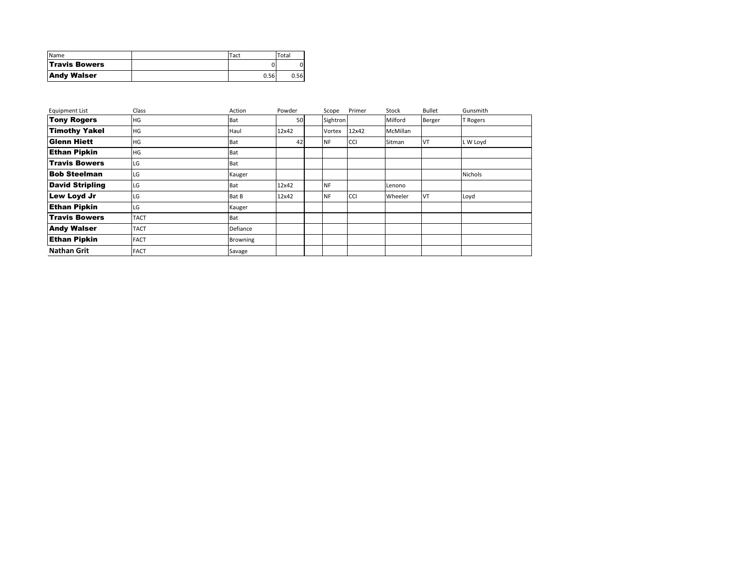| Name | | Tact | Total |
|---|---|---|---|
| **Travis Bowers** | | 0 | 0 |
| **Andy Walser** | | 0.56 | 0.56 |

| Equipment List | Class | Action | Powder | | Scope | Primer | Stock | Bullet | Gunsmith |
|---|---|---|---|---|---|---|---|---|---|
| **Tony Rogers** | HG | Bat | 50 | | Sightron | | Milford | Berger | T Rogers |
| **Timothy Yakel** | HG | Haul | 12x42 | | Vortex | 12x42 | McMillan | | |
| **Glenn Hiett** | HG | Bat | 42 | | NF | CCI | Sitman | VT | L W Loyd |
| **Ethan Pipkin** | HG | Bat | | | | | | | |
| **Travis Bowers** | LG | Bat | | | | | | | |
| **Bob Steelman** | LG | Kauger | | | | | | | Nichols |
| **David Stripling** | LG | Bat | 12x42 | | NF | | Lenono | | |
| **Lew Loyd Jr** | LG | Bat B | 12x42 | | NF | CCI | Wheeler | VT | Loyd |
| **Ethan Pipkin** | LG | Kauger | | | | | | | |
| **Travis Bowers** | TACT | Bat | | | | | | | |
| **Andy Walser** | TACT | Defiance | | | | | | | |
| **Ethan Pipkin** | FACT | Browning | | | | | | | |
| Nathan Grit | FACT | Savage | | | | | | | |